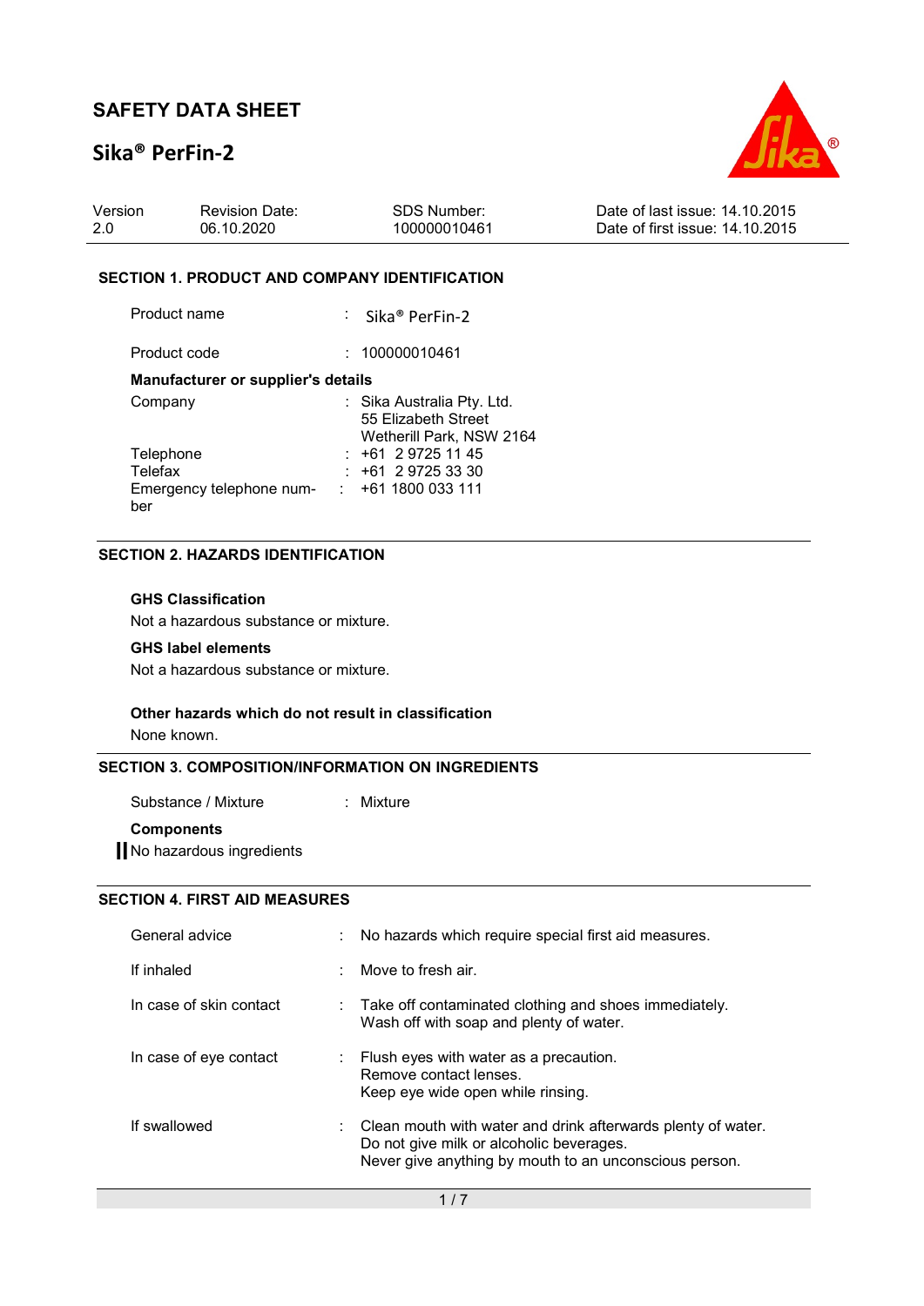# SAFETY DATA SHEET

## Sika® PerFin-2

| Version | Revision Date: | SDS Number: | Date of last issue: 14.10.2015 |
|---|---|---|---|
| 2.0 | 06.10.2020 | 100000010461 | Date of first issue: 14.10.2015 |

### SECTION 1. PRODUCT AND COMPANY IDENTIFICATION

Product name : Sika® PerFin-2

Product code : 100000010461

**Manufacturer or supplier's details**

Company : Sika Australia Pty. Ltd.
55 Elizabeth Street
Wetherill Park, NSW 2164

Telephone : +61 2 9725 11 45

Telefax : +61 2 9725 33 30

Emergency telephone number : +61 1800 033 111

### SECTION 2. HAZARDS IDENTIFICATION

**GHS Classification**

Not a hazardous substance or mixture.

**GHS label elements**

Not a hazardous substance or mixture.

**Other hazards which do not result in classification**

None known.

### SECTION 3. COMPOSITION/INFORMATION ON INGREDIENTS

Substance / Mixture : Mixture

**Components**

No hazardous ingredients

### SECTION 4. FIRST AID MEASURES

General advice : No hazards which require special first aid measures.

If inhaled : Move to fresh air.

In case of skin contact : Take off contaminated clothing and shoes immediately.
Wash off with soap and plenty of water.

In case of eye contact : Flush eyes with water as a precaution.
Remove contact lenses.
Keep eye wide open while rinsing.

If swallowed : Clean mouth with water and drink afterwards plenty of water.
Do not give milk or alcoholic beverages.
Never give anything by mouth to an unconscious person.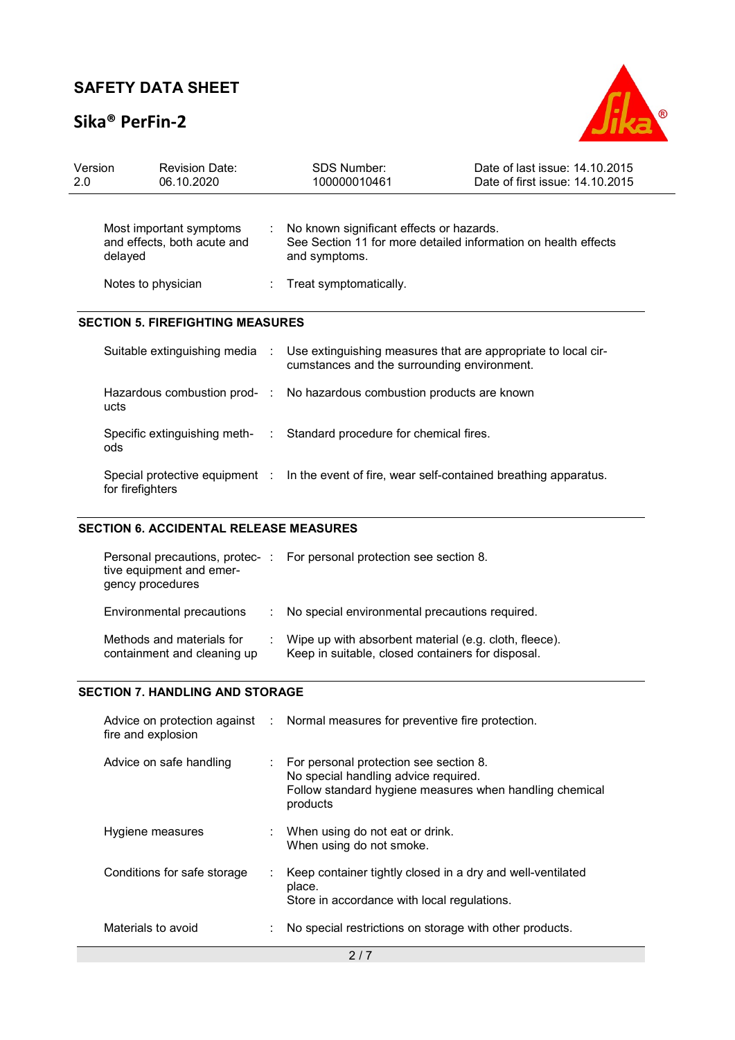| | | |
|---|---|---|
| Most important symptoms and effects, both acute and delayed | : | No known significant effects or hazards.<br>See Section 11 for more detailed information on health effects and symptoms. |
| Notes to physician | : | Treat symptomatically. |

## SECTION 5. FIREFIGHTING MEASURES

| | | |
|---|---|---|
| Suitable extinguishing media | : | Use extinguishing measures that are appropriate to local circumstances and the surrounding environment. |
| Hazardous combustion products | : | No hazardous combustion products are known |
| Specific extinguishing methods | : | Standard procedure for chemical fires. |
| Special protective equipment for firefighters | : | In the event of fire, wear self-contained breathing apparatus. |

## SECTION 6. ACCIDENTAL RELEASE MEASURES

| | | |
|---|---|---|
| Personal precautions, protective equipment and emergency procedures | : | For personal protection see section 8. |
| Environmental precautions | : | No special environmental precautions required. |
| Methods and materials for containment and cleaning up | : | Wipe up with absorbent material (e.g. cloth, fleece).<br>Keep in suitable, closed containers for disposal. |

## SECTION 7. HANDLING AND STORAGE

| | | |
|---|---|---|
| Advice on protection against fire and explosion | : | Normal measures for preventive fire protection. |
| Advice on safe handling | : | For personal protection see section 8.<br>No special handling advice required.<br>Follow standard hygiene measures when handling chemical products |
| Hygiene measures | : | When using do not eat or drink.<br>When using do not smoke. |
| Conditions for safe storage | : | Keep container tightly closed in a dry and well-ventilated place.<br>Store in accordance with local regulations. |
| Materials to avoid | : | No special restrictions on storage with other products. |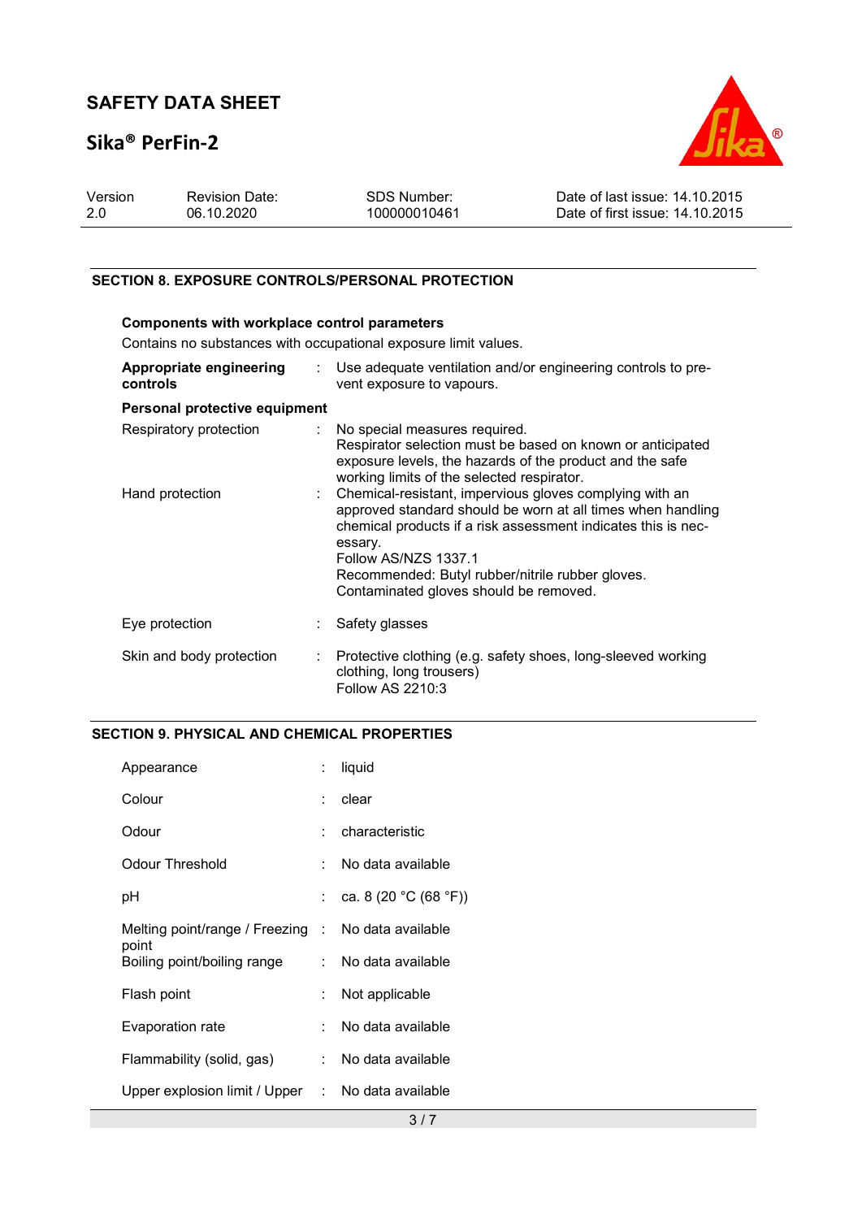## SECTION 8. EXPOSURE CONTROLS/PERSONAL PROTECTION

**Components with workplace control parameters**

Contains no substances with occupational exposure limit values.

| | | |
|---|---|---|
| **Appropriate engineering controls** | : | Use adequate ventilation and/or engineering controls to prevent exposure to vapours. |

**Personal protective equipment**

| | | |
|---|---|---|
| Respiratory protection | : | No special measures required. Respirator selection must be based on known or anticipated exposure levels, the hazards of the product and the safe working limits of the selected respirator. |
| Hand protection | : | Chemical-resistant, impervious gloves complying with an approved standard should be worn at all times when handling chemical products if a risk assessment indicates this is necessary. Follow AS/NZS 1337.1 Recommended: Butyl rubber/nitrile rubber gloves. Contaminated gloves should be removed. |
| Eye protection | : | Safety glasses |
| Skin and body protection | : | Protective clothing (e.g. safety shoes, long-sleeved working clothing, long trousers) Follow AS 2210:3 |

## SECTION 9. PHYSICAL AND CHEMICAL PROPERTIES

| | | |
|---|---|---|
| Appearance | : | liquid |
| Colour | : | clear |
| Odour | : | characteristic |
| Odour Threshold | : | No data available |
| pH | : | ca. 8 (20 °C (68 °F)) |
| Melting point/range / Freezing point | : | No data available |
| Boiling point/boiling range | : | No data available |
| Flash point | : | Not applicable |
| Evaporation rate | : | No data available |
| Flammability (solid, gas) | : | No data available |
| Upper explosion limit / Upper | : | No data available |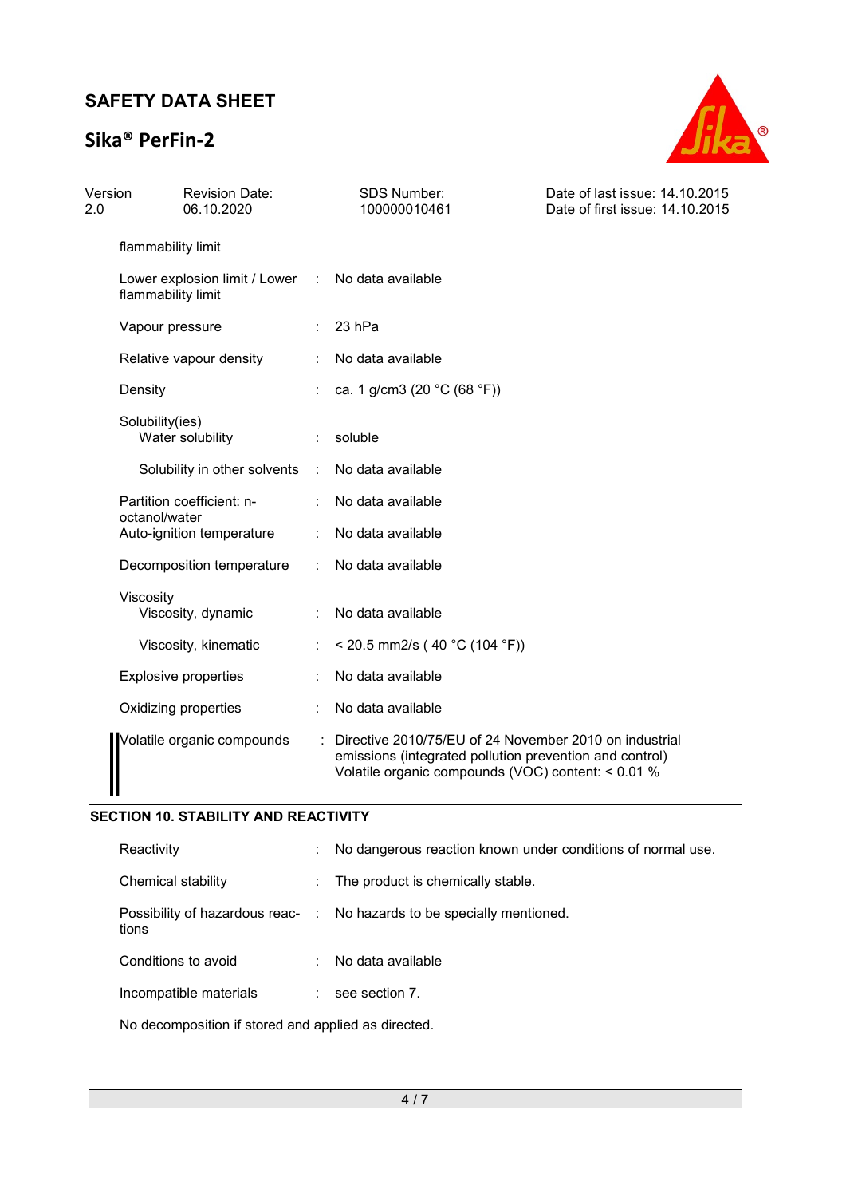| | | |
|---|---|---|
| flammability limit | | |
| Lower explosion limit / Lower flammability limit | : | No data available |
| Vapour pressure | : | 23 hPa |
| Relative vapour density | : | No data available |
| Density | : | ca. 1 g/cm3 (20 °C (68 °F)) |
| Solubility(ies) Water solubility | : | soluble |
| Solubility in other solvents | : | No data available |
| Partition coefficient: n-octanol/water | : | No data available |
| Auto-ignition temperature | : | No data available |
| Decomposition temperature | : | No data available |
| Viscosity Viscosity, dynamic | : | No data available |
| Viscosity, kinematic | : | < 20.5 mm2/s ( 40 °C (104 °F)) |
| Explosive properties | : | No data available |
| Oxidizing properties | : | No data available |
| Volatile organic compounds | : | Directive 2010/75/EU of 24 November 2010 on industrial emissions (integrated pollution prevention and control) Volatile organic compounds (VOC) content: < 0.01 % |

## SECTION 10. STABILITY AND REACTIVITY

| | | |
|---|---|---|
| Reactivity | : | No dangerous reaction known under conditions of normal use. |
| Chemical stability | : | The product is chemically stable. |
| Possibility of hazardous reactions | : | No hazards to be specially mentioned. |
| Conditions to avoid | : | No data available |
| Incompatible materials | : | see section 7. |

No decomposition if stored and applied as directed.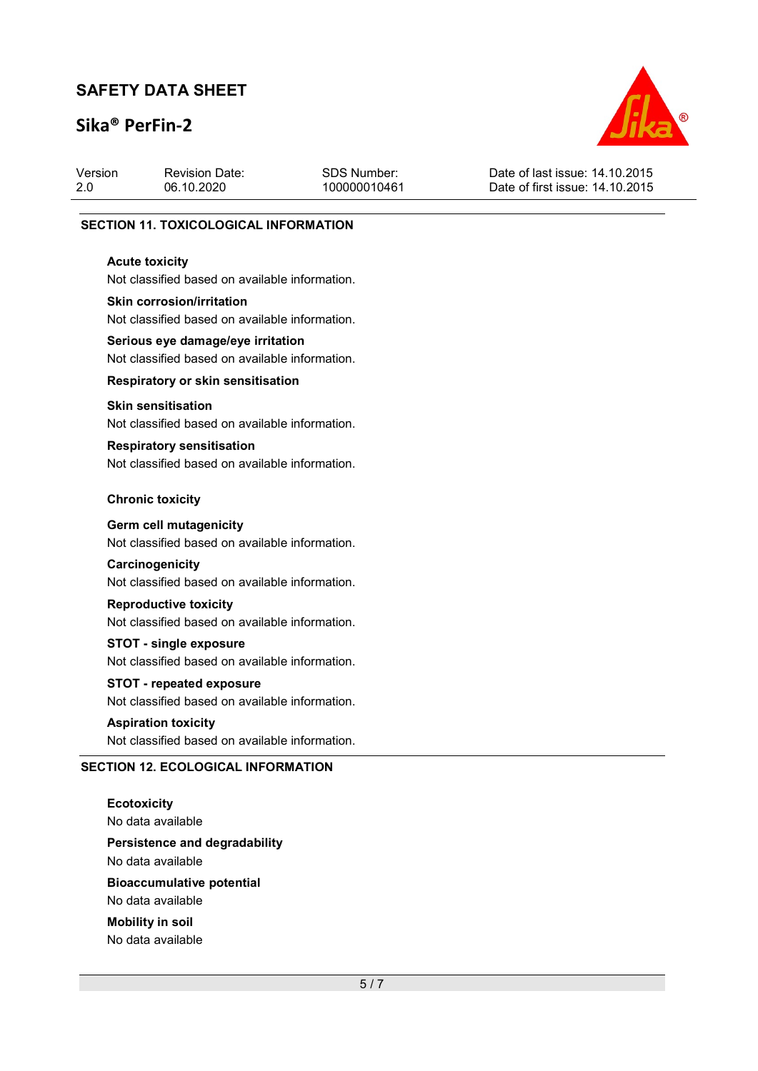## SECTION 11. TOXICOLOGICAL INFORMATION

**Acute toxicity**

Not classified based on available information.

**Skin corrosion/irritation**

Not classified based on available information.

**Serious eye damage/eye irritation**

Not classified based on available information.

**Respiratory or skin sensitisation**

**Skin sensitisation**

Not classified based on available information.

**Respiratory sensitisation**

Not classified based on available information.

**Chronic toxicity**

**Germ cell mutagenicity**

Not classified based on available information.

**Carcinogenicity**

Not classified based on available information.

**Reproductive toxicity**

Not classified based on available information.

**STOT - single exposure**

Not classified based on available information.

**STOT - repeated exposure**

Not classified based on available information.

**Aspiration toxicity**

Not classified based on available information.

## SECTION 12. ECOLOGICAL INFORMATION

**Ecotoxicity**

No data available

**Persistence and degradability**

No data available

**Bioaccumulative potential**

No data available

**Mobility in soil**

No data available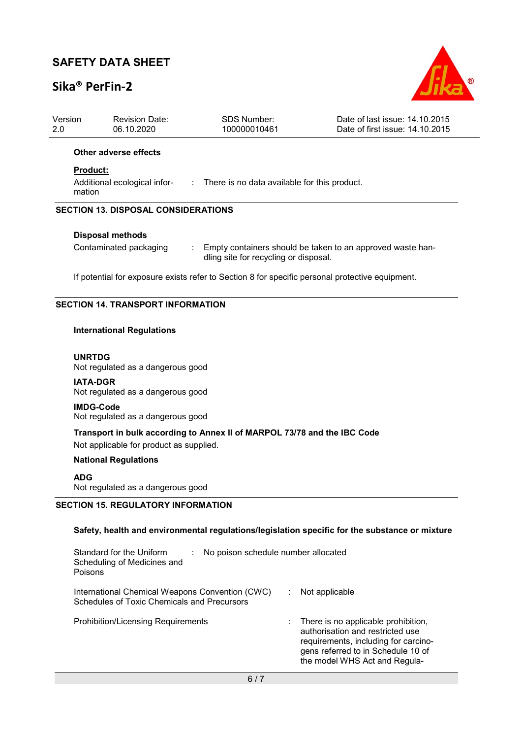**Other adverse effects**

**Product:**

| | | |
|---|---|---|
| Additional ecological information | : | There is no data available for this product. |

## SECTION 13. DISPOSAL CONSIDERATIONS

**Disposal methods**

| | | |
|---|---|---|
| Contaminated packaging | : | Empty containers should be taken to an approved waste handling site for recycling or disposal. |

If potential for exposure exists refer to Section 8 for specific personal protective equipment.

## SECTION 14. TRANSPORT INFORMATION

**International Regulations**

**UNRTDG**
Not regulated as a dangerous good

**IATA-DGR**
Not regulated as a dangerous good

**IMDG-Code**
Not regulated as a dangerous good

**Transport in bulk according to Annex II of MARPOL 73/78 and the IBC Code**
Not applicable for product as supplied.

**National Regulations**

**ADG**
Not regulated as a dangerous good

## SECTION 15. REGULATORY INFORMATION

**Safety, health and environmental regulations/legislation specific for the substance or mixture**

| | | |
|---|---|---|
| Standard for the Uniform Scheduling of Medicines and Poisons | : | No poison schedule number allocated |
| International Chemical Weapons Convention (CWC) Schedules of Toxic Chemicals and Precursors | : | Not applicable |
| Prohibition/Licensing Requirements | : | There is no applicable prohibition, authorisation and restricted use requirements, including for carcinogens referred to in Schedule 10 of the model WHS Act and Regula- |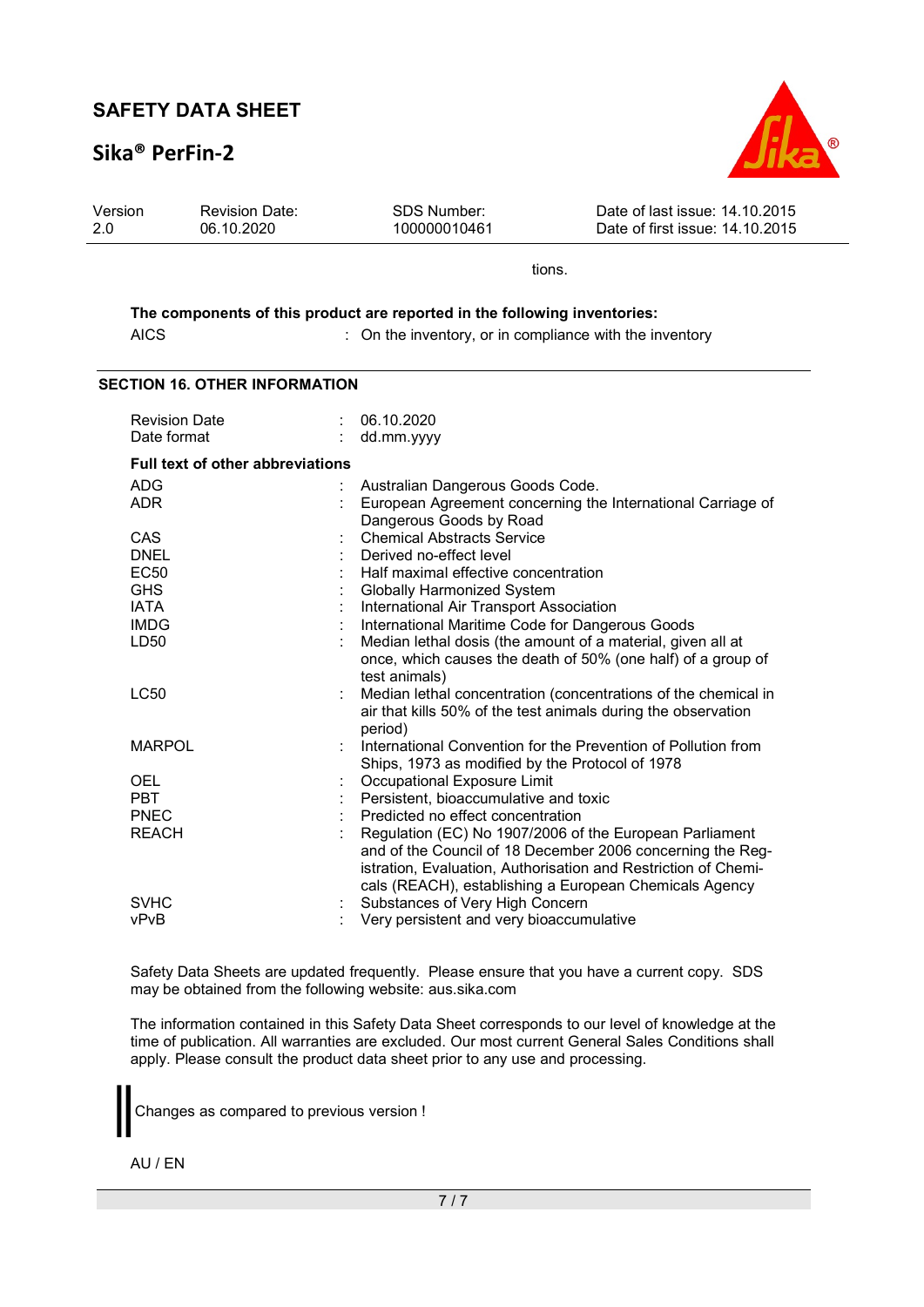tions.

**The components of this product are reported in the following inventories:**

| | |
|---|---|
| AICS | : On the inventory, or in compliance with the inventory |

## SECTION 16. OTHER INFORMATION

| | |
|---|---|
| Revision Date | : 06.10.2020 |
| Date format | : dd.mm.yyyy |

**Full text of other abbreviations**

| | |
|---|---|
| ADG | : Australian Dangerous Goods Code. |
| ADR | : European Agreement concerning the International Carriage of Dangerous Goods by Road |
| CAS | : Chemical Abstracts Service |
| DNEL | : Derived no-effect level |
| EC50 | : Half maximal effective concentration |
| GHS | : Globally Harmonized System |
| IATA | : International Air Transport Association |
| IMDG | : International Maritime Code for Dangerous Goods |
| LD50 | : Median lethal dosis (the amount of a material, given all at once, which causes the death of 50% (one half) of a group of test animals) |
| LC50 | : Median lethal concentration (concentrations of the chemical in air that kills 50% of the test animals during the observation period) |
| MARPOL | : International Convention for the Prevention of Pollution from Ships, 1973 as modified by the Protocol of 1978 |
| OEL | : Occupational Exposure Limit |
| PBT | : Persistent, bioaccumulative and toxic |
| PNEC | : Predicted no effect concentration |
| REACH | : Regulation (EC) No 1907/2006 of the European Parliament and of the Council of 18 December 2006 concerning the Registration, Evaluation, Authorisation and Restriction of Chemicals (REACH), establishing a European Chemicals Agency |
| SVHC | : Substances of Very High Concern |
| vPvB | : Very persistent and very bioaccumulative |

Safety Data Sheets are updated frequently. Please ensure that you have a current copy. SDS may be obtained from the following website: aus.sika.com

The information contained in this Safety Data Sheet corresponds to our level of knowledge at the time of publication. All warranties are excluded. Our most current General Sales Conditions shall apply. Please consult the product data sheet prior to any use and processing.

Changes as compared to previous version !

AU / EN